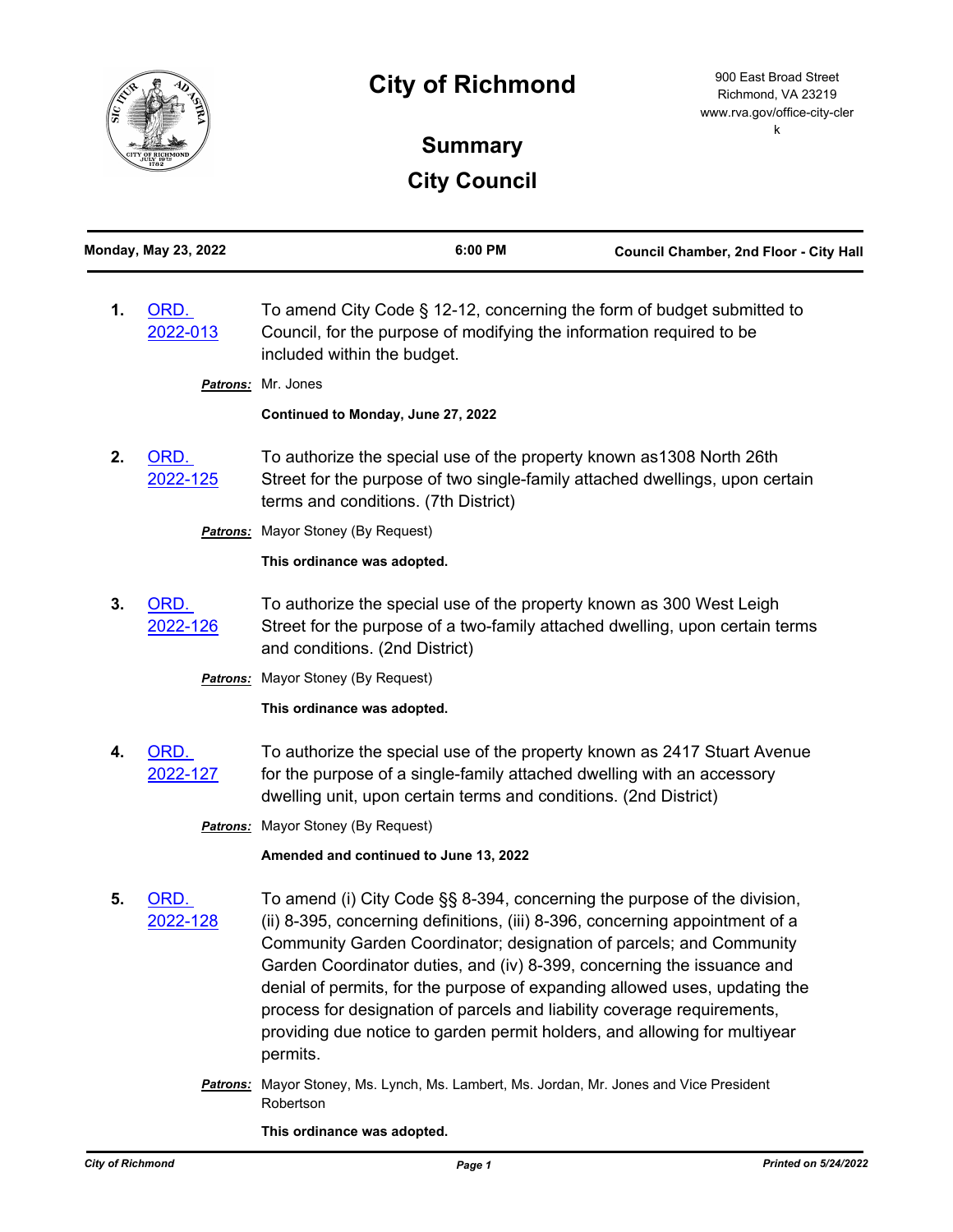# City of Richmond

900 East Broad Street
Richmond, VA 23219
www.rva.gov/office-city-clerk

## Summary

## City Council

**Monday, May 23, 2022** | **6:00 PM** | **Council Chamber, 2nd Floor - City Hall**

**1.** ORD. 2022-013

To amend City Code § 12-12, concerning the form of budget submitted to Council, for the purpose of modifying the information required to be included within the budget.

***Patrons:*** Mr. Jones

**Continued to Monday, June 27, 2022**

**2.** ORD. 2022-125

To authorize the special use of the property known as1308 North 26th Street for the purpose of two single-family attached dwellings, upon certain terms and conditions. (7th District)

***Patrons:*** Mayor Stoney (By Request)

**This ordinance was adopted.**

**3.** ORD. 2022-126

To authorize the special use of the property known as 300 West Leigh Street for the purpose of a two-family attached dwelling, upon certain terms and conditions. (2nd District)

***Patrons:*** Mayor Stoney (By Request)

**This ordinance was adopted.**

**4.** ORD. 2022-127

To authorize the special use of the property known as 2417 Stuart Avenue for the purpose of a single-family attached dwelling with an accessory dwelling unit, upon certain terms and conditions. (2nd District)

***Patrons:*** Mayor Stoney (By Request)

**Amended and continued to June 13, 2022**

**5.** ORD. 2022-128

To amend (i) City Code §§ 8-394, concerning the purpose of the division, (ii) 8-395, concerning definitions, (iii) 8-396, concerning appointment of a Community Garden Coordinator; designation of parcels; and Community Garden Coordinator duties, and (iv) 8-399, concerning the issuance and denial of permits, for the purpose of expanding allowed uses, updating the process for designation of parcels and liability coverage requirements, providing due notice to garden permit holders, and allowing for multiyear permits.

***Patrons:*** Mayor Stoney, Ms. Lynch, Ms. Lambert, Ms. Jordan, Mr. Jones and Vice President Robertson

**This ordinance was adopted.**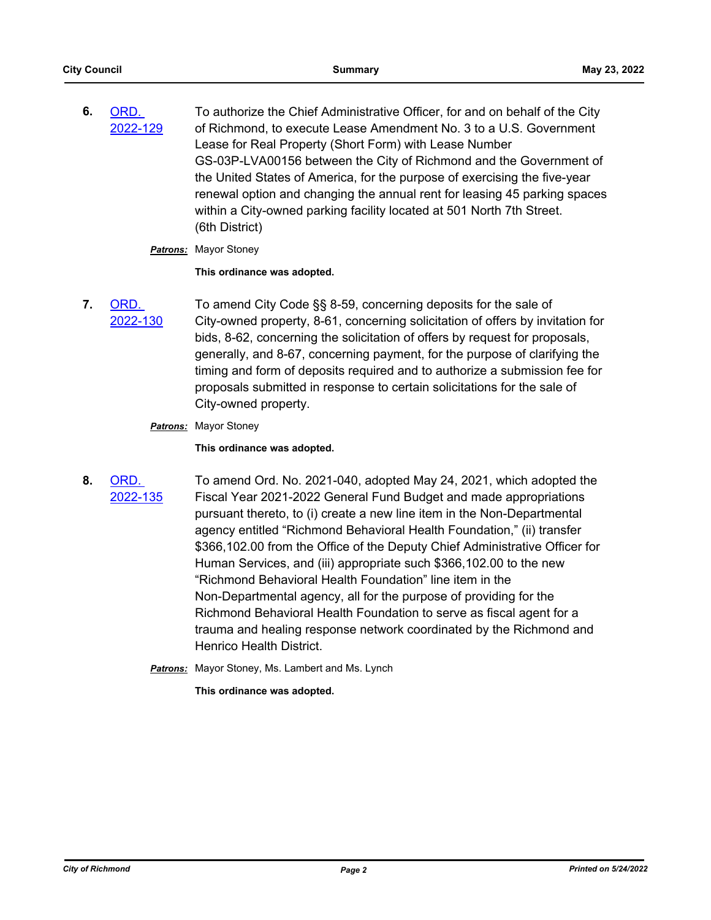**6.** ORD. 2022-129

To authorize the Chief Administrative Officer, for and on behalf of the City of Richmond, to execute Lease Amendment No. 3 to a U.S. Government Lease for Real Property (Short Form) with Lease Number GS-03P-LVA00156 between the City of Richmond and the Government of the United States of America, for the purpose of exercising the five-year renewal option and changing the annual rent for leasing 45 parking spaces within a City-owned parking facility located at 501 North 7th Street. (6th District)

***Patrons:*** Mayor Stoney

**This ordinance was adopted.**

**7.** ORD. 2022-130

To amend City Code §§ 8-59, concerning deposits for the sale of City-owned property, 8-61, concerning solicitation of offers by invitation for bids, 8-62, concerning the solicitation of offers by request for proposals, generally, and 8-67, concerning payment, for the purpose of clarifying the timing and form of deposits required and to authorize a submission fee for proposals submitted in response to certain solicitations for the sale of City-owned property.

***Patrons:*** Mayor Stoney

**This ordinance was adopted.**

**8.** ORD. 2022-135

To amend Ord. No. 2021-040, adopted May 24, 2021, which adopted the Fiscal Year 2021-2022 General Fund Budget and made appropriations pursuant thereto, to (i) create a new line item in the Non-Departmental agency entitled "Richmond Behavioral Health Foundation," (ii) transfer $366,102.00 from the Office of the Deputy Chief Administrative Officer for Human Services, and (iii) appropriate such $366,102.00 to the new "Richmond Behavioral Health Foundation" line item in the Non-Departmental agency, all for the purpose of providing for the Richmond Behavioral Health Foundation to serve as fiscal agent for a trauma and healing response network coordinated by the Richmond and Henrico Health District.

***Patrons:*** Mayor Stoney, Ms. Lambert and Ms. Lynch

**This ordinance was adopted.**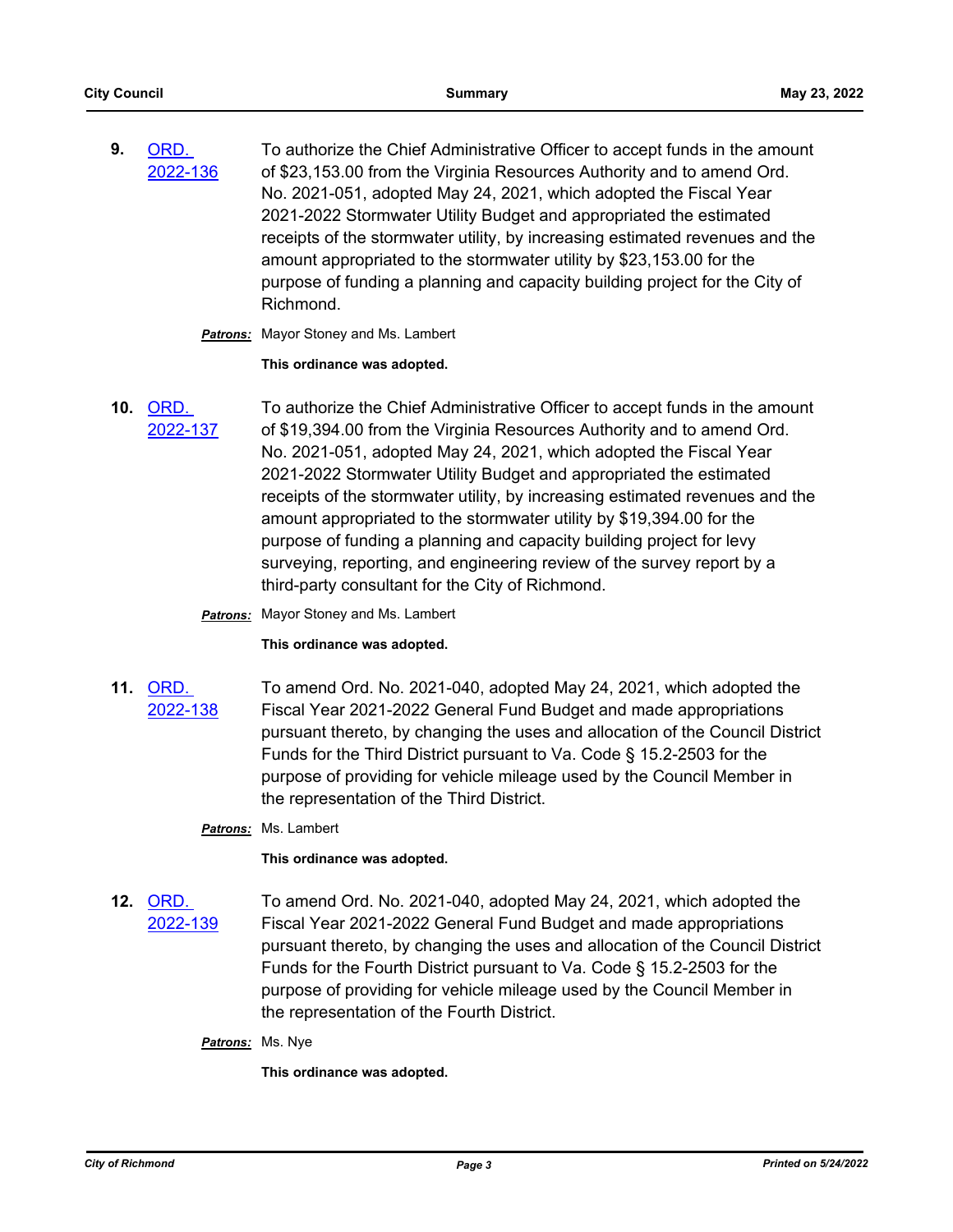**9.** ORD. 2022-136

To authorize the Chief Administrative Officer to accept funds in the amount of $23,153.00 from the Virginia Resources Authority and to amend Ord. No. 2021-051, adopted May 24, 2021, which adopted the Fiscal Year 2021-2022 Stormwater Utility Budget and appropriated the estimated receipts of the stormwater utility, by increasing estimated revenues and the amount appropriated to the stormwater utility by $23,153.00 for the purpose of funding a planning and capacity building project for the City of Richmond.

***Patrons:*** Mayor Stoney and Ms. Lambert

**This ordinance was adopted.**

**10.** ORD. 2022-137

To authorize the Chief Administrative Officer to accept funds in the amount of $19,394.00 from the Virginia Resources Authority and to amend Ord. No. 2021-051, adopted May 24, 2021, which adopted the Fiscal Year 2021-2022 Stormwater Utility Budget and appropriated the estimated receipts of the stormwater utility, by increasing estimated revenues and the amount appropriated to the stormwater utility by $19,394.00 for the purpose of funding a planning and capacity building project for levy surveying, reporting, and engineering review of the survey report by a third-party consultant for the City of Richmond.

***Patrons:*** Mayor Stoney and Ms. Lambert

**This ordinance was adopted.**

**11.** ORD. 2022-138

To amend Ord. No. 2021-040, adopted May 24, 2021, which adopted the Fiscal Year 2021-2022 General Fund Budget and made appropriations pursuant thereto, by changing the uses and allocation of the Council District Funds for the Third District pursuant to Va. Code § 15.2-2503 for the purpose of providing for vehicle mileage used by the Council Member in the representation of the Third District.

***Patrons:*** Ms. Lambert

**This ordinance was adopted.**

**12.** ORD. 2022-139

To amend Ord. No. 2021-040, adopted May 24, 2021, which adopted the Fiscal Year 2021-2022 General Fund Budget and made appropriations pursuant thereto, by changing the uses and allocation of the Council District Funds for the Fourth District pursuant to Va. Code § 15.2-2503 for the purpose of providing for vehicle mileage used by the Council Member in the representation of the Fourth District.

***Patrons:*** Ms. Nye

**This ordinance was adopted.**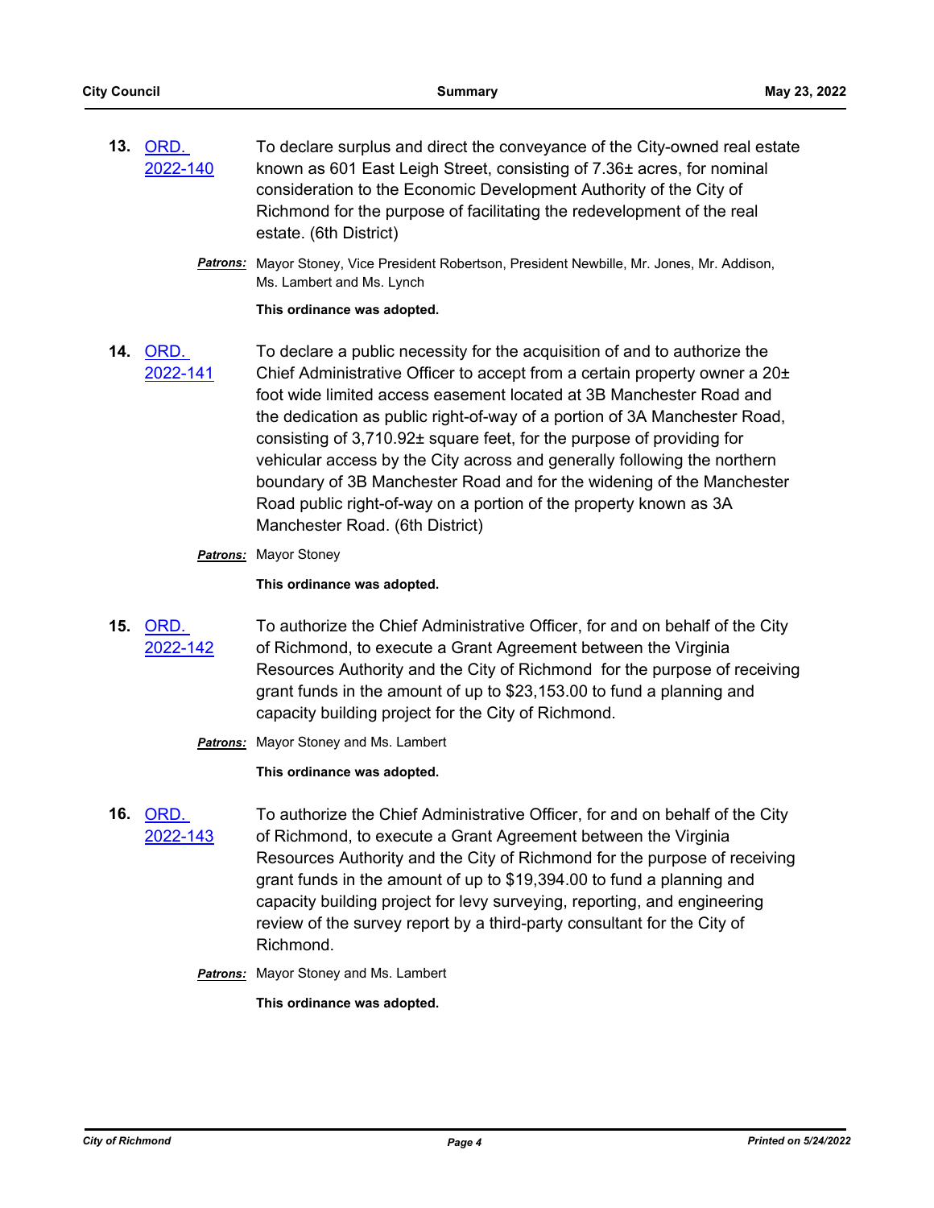**13.** [ORD. 2022-140] To declare surplus and direct the conveyance of the City-owned real estate known as 601 East Leigh Street, consisting of 7.36± acres, for nominal consideration to the Economic Development Authority of the City of Richmond for the purpose of facilitating the redevelopment of the real estate. (6th District)

***Patrons:*** Mayor Stoney, Vice President Robertson, President Newbille, Mr. Jones, Mr. Addison, Ms. Lambert and Ms. Lynch

**This ordinance was adopted.**

**14.** [ORD. 2022-141] To declare a public necessity for the acquisition of and to authorize the Chief Administrative Officer to accept from a certain property owner a 20± foot wide limited access easement located at 3B Manchester Road and the dedication as public right-of-way of a portion of 3A Manchester Road, consisting of 3,710.92± square feet, for the purpose of providing for vehicular access by the City across and generally following the northern boundary of 3B Manchester Road and for the widening of the Manchester Road public right-of-way on a portion of the property known as 3A Manchester Road. (6th District)

***Patrons:*** Mayor Stoney

**This ordinance was adopted.**

**15.** [ORD. 2022-142] To authorize the Chief Administrative Officer, for and on behalf of the City of Richmond, to execute a Grant Agreement between the Virginia Resources Authority and the City of Richmond for the purpose of receiving grant funds in the amount of up to $23,153.00 to fund a planning and capacity building project for the City of Richmond.

***Patrons:*** Mayor Stoney and Ms. Lambert

**This ordinance was adopted.**

**16.** [ORD. 2022-143] To authorize the Chief Administrative Officer, for and on behalf of the City of Richmond, to execute a Grant Agreement between the Virginia Resources Authority and the City of Richmond for the purpose of receiving grant funds in the amount of up to $19,394.00 to fund a planning and capacity building project for levy surveying, reporting, and engineering review of the survey report by a third-party consultant for the City of Richmond.

***Patrons:*** Mayor Stoney and Ms. Lambert

**This ordinance was adopted.**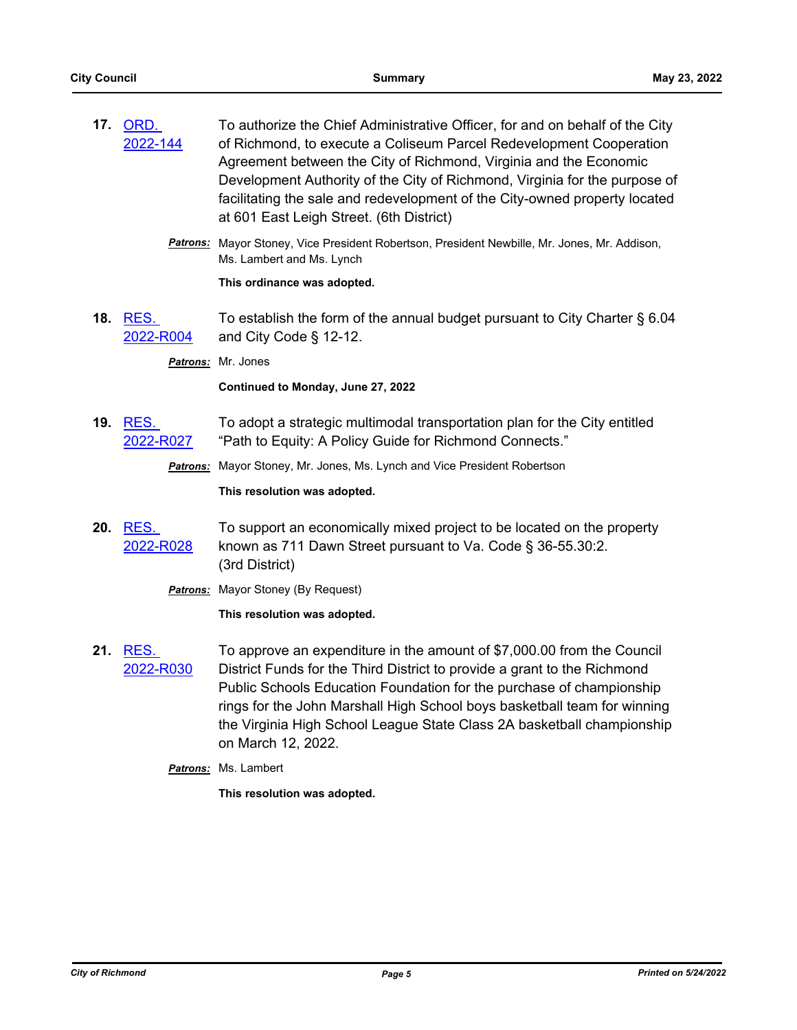**17.** ORD. 2022-144

To authorize the Chief Administrative Officer, for and on behalf of the City of Richmond, to execute a Coliseum Parcel Redevelopment Cooperation Agreement between the City of Richmond, Virginia and the Economic Development Authority of the City of Richmond, Virginia for the purpose of facilitating the sale and redevelopment of the City-owned property located at 601 East Leigh Street. (6th District)

***Patrons:*** Mayor Stoney, Vice President Robertson, President Newbille, Mr. Jones, Mr. Addison, Ms. Lambert and Ms. Lynch

**This ordinance was adopted.**

**18.** RES. 2022-R004

To establish the form of the annual budget pursuant to City Charter § 6.04 and City Code § 12-12.

***Patrons:*** Mr. Jones

**Continued to Monday, June 27, 2022**

**19.** RES. 2022-R027

To adopt a strategic multimodal transportation plan for the City entitled "Path to Equity: A Policy Guide for Richmond Connects."

***Patrons:*** Mayor Stoney, Mr. Jones, Ms. Lynch and Vice President Robertson

**This resolution was adopted.**

**20.** RES. 2022-R028

To support an economically mixed project to be located on the property known as 711 Dawn Street pursuant to Va. Code § 36-55.30:2. (3rd District)

***Patrons:*** Mayor Stoney (By Request)

**This resolution was adopted.**

**21.** RES. 2022-R030

To approve an expenditure in the amount of $7,000.00 from the Council District Funds for the Third District to provide a grant to the Richmond Public Schools Education Foundation for the purchase of championship rings for the John Marshall High School boys basketball team for winning the Virginia High School League State Class 2A basketball championship on March 12, 2022.

***Patrons:*** Ms. Lambert

**This resolution was adopted.**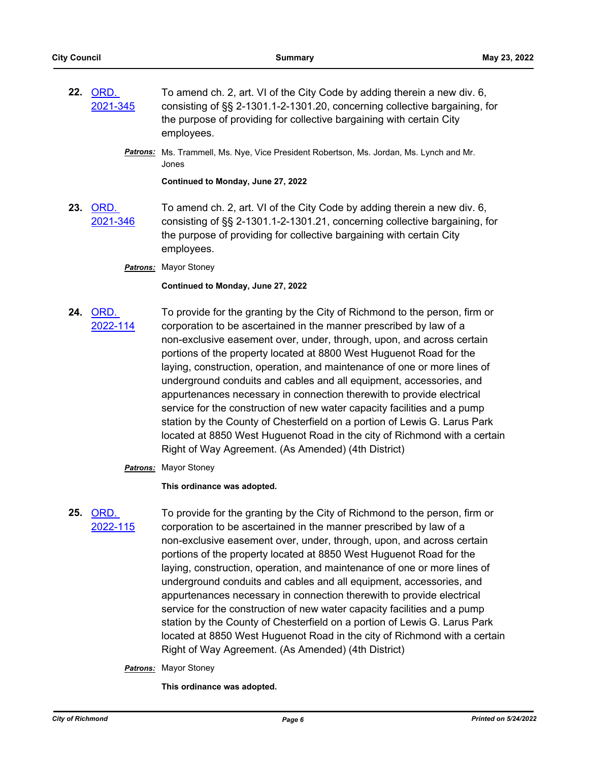**22.** [ORD. 2021-345]

To amend ch. 2, art. VI of the City Code by adding therein a new div. 6, consisting of §§ 2-1301.1-2-1301.20, concerning collective bargaining, for the purpose of providing for collective bargaining with certain City employees.

***Patrons:*** Ms. Trammell, Ms. Nye, Vice President Robertson, Ms. Jordan, Ms. Lynch and Mr. Jones

**Continued to Monday, June 27, 2022**

**23.** [ORD. 2021-346]

To amend ch. 2, art. VI of the City Code by adding therein a new div. 6, consisting of §§ 2-1301.1-2-1301.21, concerning collective bargaining, for the purpose of providing for collective bargaining with certain City employees.

***Patrons:*** Mayor Stoney

**Continued to Monday, June 27, 2022**

**24.** [ORD. 2022-114]

To provide for the granting by the City of Richmond to the person, firm or corporation to be ascertained in the manner prescribed by law of a non-exclusive easement over, under, through, upon, and across certain portions of the property located at 8800 West Huguenot Road for the laying, construction, operation, and maintenance of one or more lines of underground conduits and cables and all equipment, accessories, and appurtenances necessary in connection therewith to provide electrical service for the construction of new water capacity facilities and a pump station by the County of Chesterfield on a portion of Lewis G. Larus Park located at 8850 West Huguenot Road in the city of Richmond with a certain Right of Way Agreement. (As Amended) (4th District)

***Patrons:*** Mayor Stoney

**This ordinance was adopted.**

**25.** [ORD. 2022-115]

To provide for the granting by the City of Richmond to the person, firm or corporation to be ascertained in the manner prescribed by law of a non-exclusive easement over, under, through, upon, and across certain portions of the property located at 8850 West Huguenot Road for the laying, construction, operation, and maintenance of one or more lines of underground conduits and cables and all equipment, accessories, and appurtenances necessary in connection therewith to provide electrical service for the construction of new water capacity facilities and a pump station by the County of Chesterfield on a portion of Lewis G. Larus Park located at 8850 West Huguenot Road in the city of Richmond with a certain Right of Way Agreement. (As Amended) (4th District)

***Patrons:*** Mayor Stoney

**This ordinance was adopted.**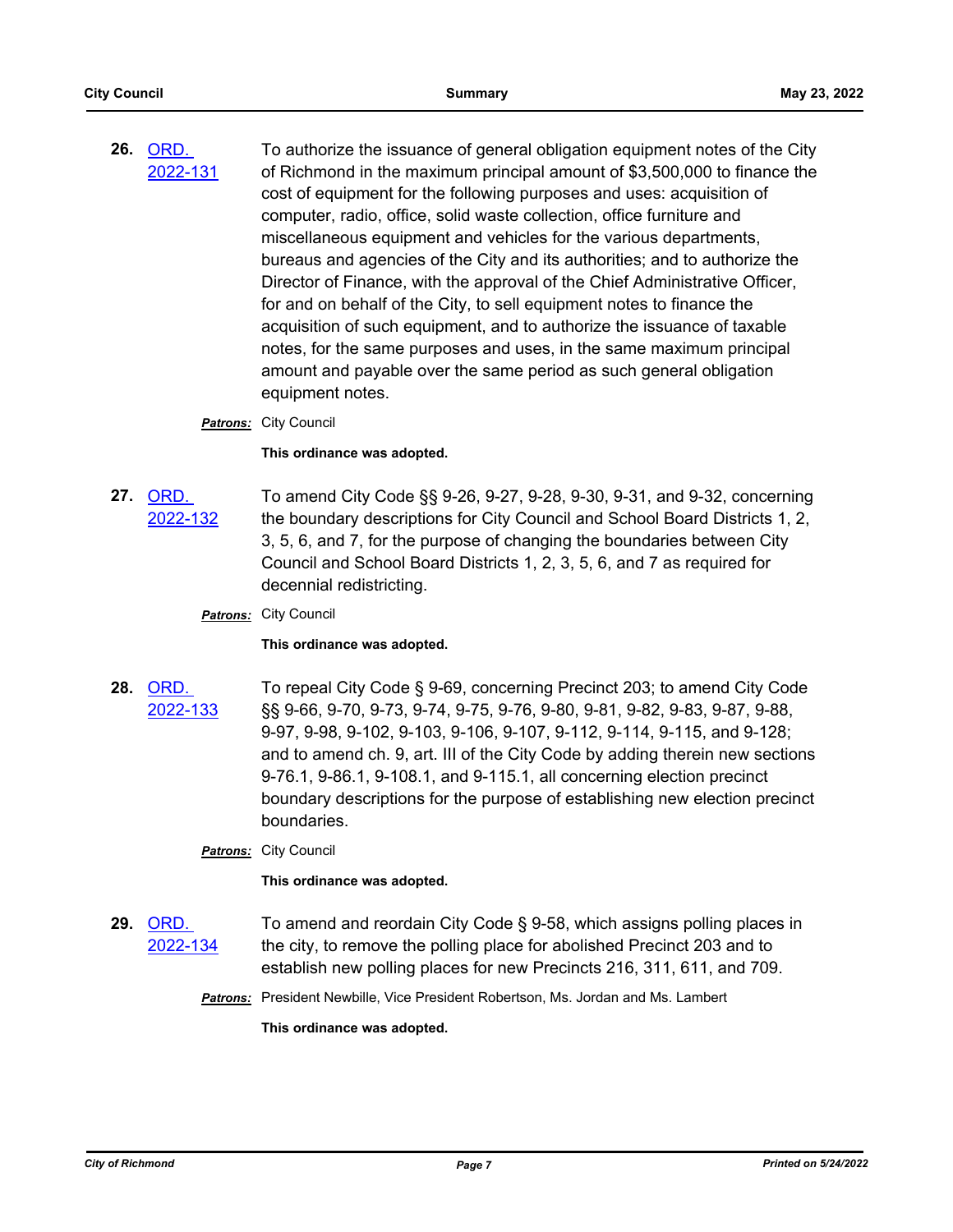**26.** ORD. 2022-131

To authorize the issuance of general obligation equipment notes of the City of Richmond in the maximum principal amount of $3,500,000 to finance the cost of equipment for the following purposes and uses: acquisition of computer, radio, office, solid waste collection, office furniture and miscellaneous equipment and vehicles for the various departments, bureaus and agencies of the City and its authorities; and to authorize the Director of Finance, with the approval of the Chief Administrative Officer, for and on behalf of the City, to sell equipment notes to finance the acquisition of such equipment, and to authorize the issuance of taxable notes, for the same purposes and uses, in the same maximum principal amount and payable over the same period as such general obligation equipment notes.

***Patrons:*** City Council

**This ordinance was adopted.**

**27.** ORD. 2022-132

To amend City Code §§ 9-26, 9-27, 9-28, 9-30, 9-31, and 9-32, concerning the boundary descriptions for City Council and School Board Districts 1, 2, 3, 5, 6, and 7, for the purpose of changing the boundaries between City Council and School Board Districts 1, 2, 3, 5, 6, and 7 as required for decennial redistricting.

***Patrons:*** City Council

**This ordinance was adopted.**

**28.** ORD. 2022-133

To repeal City Code § 9-69, concerning Precinct 203; to amend City Code §§ 9-66, 9-70, 9-73, 9-74, 9-75, 9-76, 9-80, 9-81, 9-82, 9-83, 9-87, 9-88, 9-97, 9-98, 9-102, 9-103, 9-106, 9-107, 9-112, 9-114, 9-115, and 9-128; and to amend ch. 9, art. III of the City Code by adding therein new sections 9-76.1, 9-86.1, 9-108.1, and 9-115.1, all concerning election precinct boundary descriptions for the purpose of establishing new election precinct boundaries.

***Patrons:*** City Council

**This ordinance was adopted.**

**29.** ORD. 2022-134

To amend and reordain City Code § 9-58, which assigns polling places in the city, to remove the polling place for abolished Precinct 203 and to establish new polling places for new Precincts 216, 311, 611, and 709.

***Patrons:*** President Newbille, Vice President Robertson, Ms. Jordan and Ms. Lambert

**This ordinance was adopted.**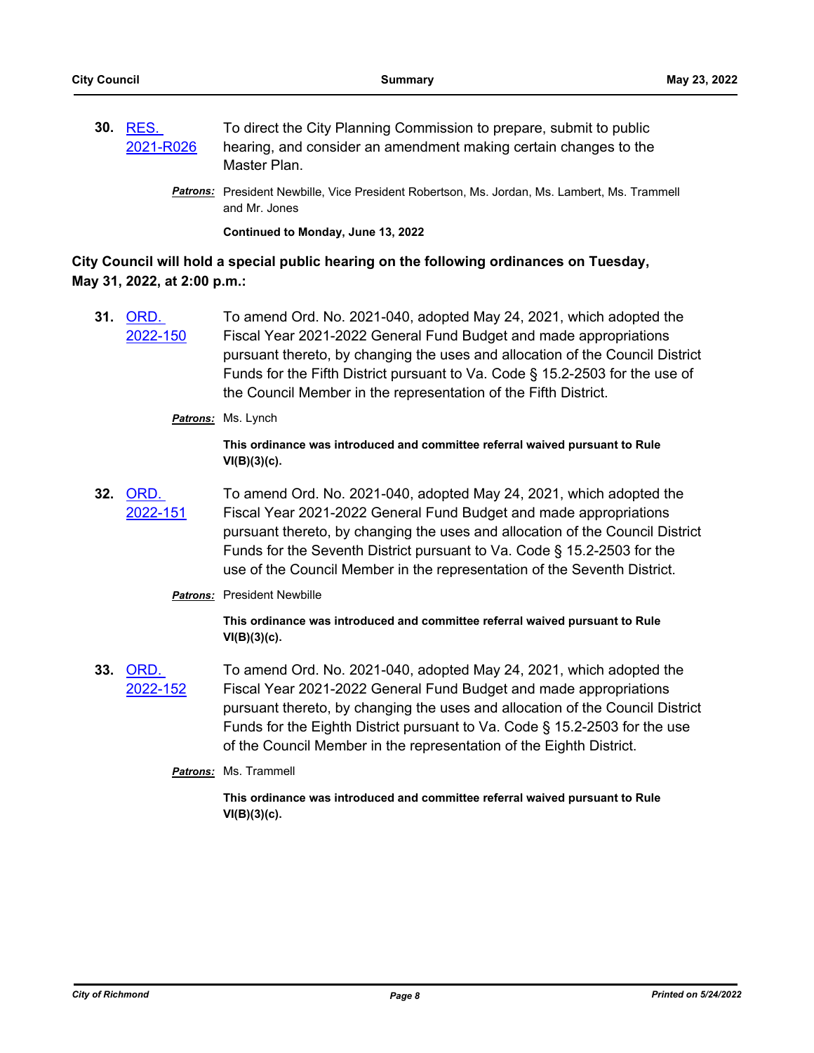**30.** RES. 2021-R026 — To direct the City Planning Commission to prepare, submit to public hearing, and consider an amendment making certain changes to the Master Plan.

***Patrons:*** President Newbille, Vice President Robertson, Ms. Jordan, Ms. Lambert, Ms. Trammell and Mr. Jones

**Continued to Monday, June 13, 2022**

**City Council will hold a special public hearing on the following ordinances on Tuesday, May 31, 2022, at 2:00 p.m.:**

**31.** ORD. 2022-150 — To amend Ord. No. 2021-040, adopted May 24, 2021, which adopted the Fiscal Year 2021-2022 General Fund Budget and made appropriations pursuant thereto, by changing the uses and allocation of the Council District Funds for the Fifth District pursuant to Va. Code § 15.2-2503 for the use of the Council Member in the representation of the Fifth District.

***Patrons:*** Ms. Lynch

**This ordinance was introduced and committee referral waived pursuant to Rule VI(B)(3)(c).**

**32.** ORD. 2022-151 — To amend Ord. No. 2021-040, adopted May 24, 2021, which adopted the Fiscal Year 2021-2022 General Fund Budget and made appropriations pursuant thereto, by changing the uses and allocation of the Council District Funds for the Seventh District pursuant to Va. Code § 15.2-2503 for the use of the Council Member in the representation of the Seventh District.

***Patrons:*** President Newbille

**This ordinance was introduced and committee referral waived pursuant to Rule VI(B)(3)(c).**

**33.** ORD. 2022-152 — To amend Ord. No. 2021-040, adopted May 24, 2021, which adopted the Fiscal Year 2021-2022 General Fund Budget and made appropriations pursuant thereto, by changing the uses and allocation of the Council District Funds for the Eighth District pursuant to Va. Code § 15.2-2503 for the use of the Council Member in the representation of the Eighth District.

***Patrons:*** Ms. Trammell

**This ordinance was introduced and committee referral waived pursuant to Rule VI(B)(3)(c).**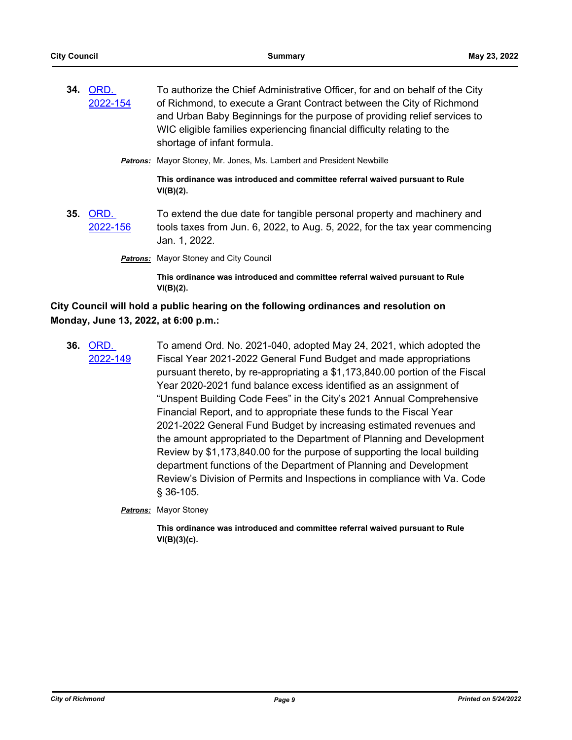**34.** [ORD. 2022-154]

To authorize the Chief Administrative Officer, for and on behalf of the City of Richmond, to execute a Grant Contract between the City of Richmond and Urban Baby Beginnings for the purpose of providing relief services to WIC eligible families experiencing financial difficulty relating to the shortage of infant formula.

***Patrons:*** Mayor Stoney, Mr. Jones, Ms. Lambert and President Newbille

**This ordinance was introduced and committee referral waived pursuant to Rule VI(B)(2).**

**35.** [ORD. 2022-156]

To extend the due date for tangible personal property and machinery and tools taxes from Jun. 6, 2022, to Aug. 5, 2022, for the tax year commencing Jan. 1, 2022.

***Patrons:*** Mayor Stoney and City Council

**This ordinance was introduced and committee referral waived pursuant to Rule VI(B)(2).**

**City Council will hold a public hearing on the following ordinances and resolution on Monday, June 13, 2022, at 6:00 p.m.:**

**36.** [ORD. 2022-149]

To amend Ord. No. 2021-040, adopted May 24, 2021, which adopted the Fiscal Year 2021-2022 General Fund Budget and made appropriations pursuant thereto, by re-appropriating a $1,173,840.00 portion of the Fiscal Year 2020-2021 fund balance excess identified as an assignment of "Unspent Building Code Fees" in the City's 2021 Annual Comprehensive Financial Report, and to appropriate these funds to the Fiscal Year 2021-2022 General Fund Budget by increasing estimated revenues and the amount appropriated to the Department of Planning and Development Review by $1,173,840.00 for the purpose of supporting the local building department functions of the Department of Planning and Development Review's Division of Permits and Inspections in compliance with Va. Code § 36-105.

***Patrons:*** Mayor Stoney

**This ordinance was introduced and committee referral waived pursuant to Rule VI(B)(3)(c).**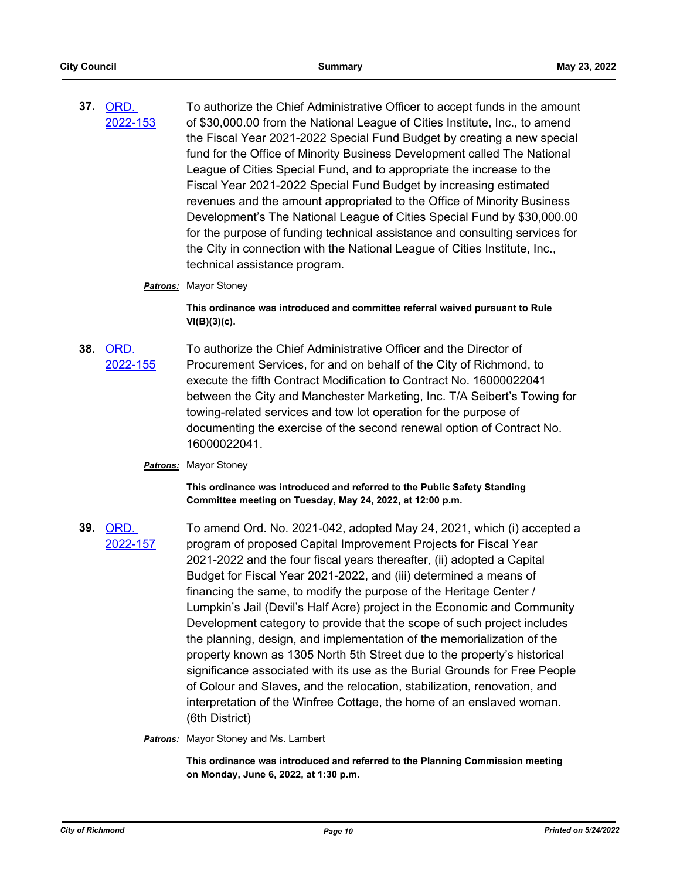**37.** ORD. 2022-153

To authorize the Chief Administrative Officer to accept funds in the amount of $30,000.00 from the National League of Cities Institute, Inc., to amend the Fiscal Year 2021-2022 Special Fund Budget by creating a new special fund for the Office of Minority Business Development called The National League of Cities Special Fund, and to appropriate the increase to the Fiscal Year 2021-2022 Special Fund Budget by increasing estimated revenues and the amount appropriated to the Office of Minority Business Development's The National League of Cities Special Fund by $30,000.00 for the purpose of funding technical assistance and consulting services for the City in connection with the National League of Cities Institute, Inc., technical assistance program.

***Patrons:*** Mayor Stoney

**This ordinance was introduced and committee referral waived pursuant to Rule VI(B)(3)(c).**

**38.** ORD. 2022-155

To authorize the Chief Administrative Officer and the Director of Procurement Services, for and on behalf of the City of Richmond, to execute the fifth Contract Modification to Contract No. 16000022041 between the City and Manchester Marketing, Inc. T/A Seibert's Towing for towing-related services and tow lot operation for the purpose of documenting the exercise of the second renewal option of Contract No. 16000022041.

***Patrons:*** Mayor Stoney

**This ordinance was introduced and referred to the Public Safety Standing Committee meeting on Tuesday, May 24, 2022, at 12:00 p.m.**

**39.** ORD. 2022-157

To amend Ord. No. 2021-042, adopted May 24, 2021, which (i) accepted a program of proposed Capital Improvement Projects for Fiscal Year 2021-2022 and the four fiscal years thereafter, (ii) adopted a Capital Budget for Fiscal Year 2021-2022, and (iii) determined a means of financing the same, to modify the purpose of the Heritage Center / Lumpkin's Jail (Devil's Half Acre) project in the Economic and Community Development category to provide that the scope of such project includes the planning, design, and implementation of the memorialization of the property known as 1305 North 5th Street due to the property's historical significance associated with its use as the Burial Grounds for Free People of Colour and Slaves, and the relocation, stabilization, renovation, and interpretation of the Winfree Cottage, the home of an enslaved woman. (6th District)

***Patrons:*** Mayor Stoney and Ms. Lambert

**This ordinance was introduced and referred to the Planning Commission meeting on Monday, June 6, 2022, at 1:30 p.m.**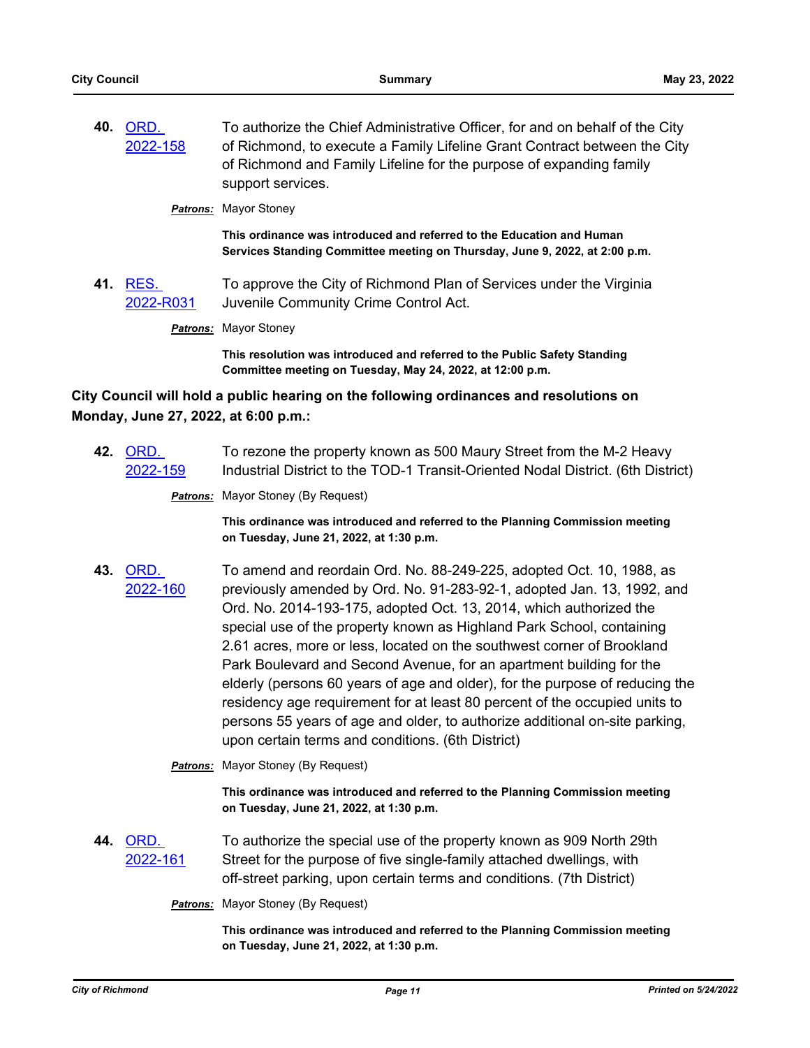**40.** [ORD. 2022-158]

To authorize the Chief Administrative Officer, for and on behalf of the City of Richmond, to execute a Family Lifeline Grant Contract between the City of Richmond and Family Lifeline for the purpose of expanding family support services.

***Patrons:*** Mayor Stoney

**This ordinance was introduced and referred to the Education and Human Services Standing Committee meeting on Thursday, June 9, 2022, at 2:00 p.m.**

**41.** [RES. 2022-R031]

To approve the City of Richmond Plan of Services under the Virginia Juvenile Community Crime Control Act.

***Patrons:*** Mayor Stoney

**This resolution was introduced and referred to the Public Safety Standing Committee meeting on Tuesday, May 24, 2022, at 12:00 p.m.**

**City Council will hold a public hearing on the following ordinances and resolutions on Monday, June 27, 2022, at 6:00 p.m.:**

**42.** [ORD. 2022-159]

To rezone the property known as 500 Maury Street from the M-2 Heavy Industrial District to the TOD-1 Transit-Oriented Nodal District. (6th District)

***Patrons:*** Mayor Stoney (By Request)

**This ordinance was introduced and referred to the Planning Commission meeting on Tuesday, June 21, 2022, at 1:30 p.m.**

**43.** [ORD. 2022-160]

To amend and reordain Ord. No. 88-249-225, adopted Oct. 10, 1988, as previously amended by Ord. No. 91-283-92-1, adopted Jan. 13, 1992, and Ord. No. 2014-193-175, adopted Oct. 13, 2014, which authorized the special use of the property known as Highland Park School, containing 2.61 acres, more or less, located on the southwest corner of Brookland Park Boulevard and Second Avenue, for an apartment building for the elderly (persons 60 years of age and older), for the purpose of reducing the residency age requirement for at least 80 percent of the occupied units to persons 55 years of age and older, to authorize additional on-site parking, upon certain terms and conditions. (6th District)

***Patrons:*** Mayor Stoney (By Request)

**This ordinance was introduced and referred to the Planning Commission meeting on Tuesday, June 21, 2022, at 1:30 p.m.**

**44.** [ORD. 2022-161]

To authorize the special use of the property known as 909 North 29th Street for the purpose of five single-family attached dwellings, with off-street parking, upon certain terms and conditions. (7th District)

***Patrons:*** Mayor Stoney (By Request)

**This ordinance was introduced and referred to the Planning Commission meeting on Tuesday, June 21, 2022, at 1:30 p.m.**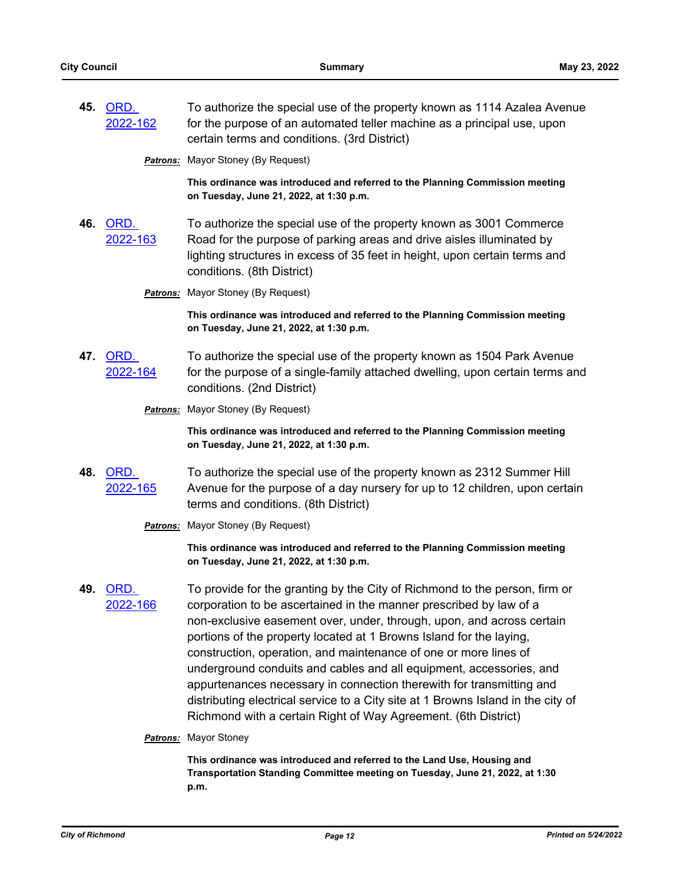**45.** [ORD. 2022-162]

To authorize the special use of the property known as 1114 Azalea Avenue for the purpose of an automated teller machine as a principal use, upon certain terms and conditions. (3rd District)

***Patrons:*** Mayor Stoney (By Request)

**This ordinance was introduced and referred to the Planning Commission meeting on Tuesday, June 21, 2022, at 1:30 p.m.**

**46.** [ORD. 2022-163]

To authorize the special use of the property known as 3001 Commerce Road for the purpose of parking areas and drive aisles illuminated by lighting structures in excess of 35 feet in height, upon certain terms and conditions. (8th District)

***Patrons:*** Mayor Stoney (By Request)

**This ordinance was introduced and referred to the Planning Commission meeting on Tuesday, June 21, 2022, at 1:30 p.m.**

**47.** [ORD. 2022-164]

To authorize the special use of the property known as 1504 Park Avenue for the purpose of a single-family attached dwelling, upon certain terms and conditions. (2nd District)

***Patrons:*** Mayor Stoney (By Request)

**This ordinance was introduced and referred to the Planning Commission meeting on Tuesday, June 21, 2022, at 1:30 p.m.**

**48.** [ORD. 2022-165]

To authorize the special use of the property known as 2312 Summer Hill Avenue for the purpose of a day nursery for up to 12 children, upon certain terms and conditions. (8th District)

***Patrons:*** Mayor Stoney (By Request)

**This ordinance was introduced and referred to the Planning Commission meeting on Tuesday, June 21, 2022, at 1:30 p.m.**

**49.** [ORD. 2022-166]

To provide for the granting by the City of Richmond to the person, firm or corporation to be ascertained in the manner prescribed by law of a non-exclusive easement over, under, through, upon, and across certain portions of the property located at 1 Browns Island for the laying, construction, operation, and maintenance of one or more lines of underground conduits and cables and all equipment, accessories, and appurtenances necessary in connection therewith for transmitting and distributing electrical service to a City site at 1 Browns Island in the city of Richmond with a certain Right of Way Agreement. (6th District)

***Patrons:*** Mayor Stoney

**This ordinance was introduced and referred to the Land Use, Housing and Transportation Standing Committee meeting on Tuesday, June 21, 2022, at 1:30 p.m.**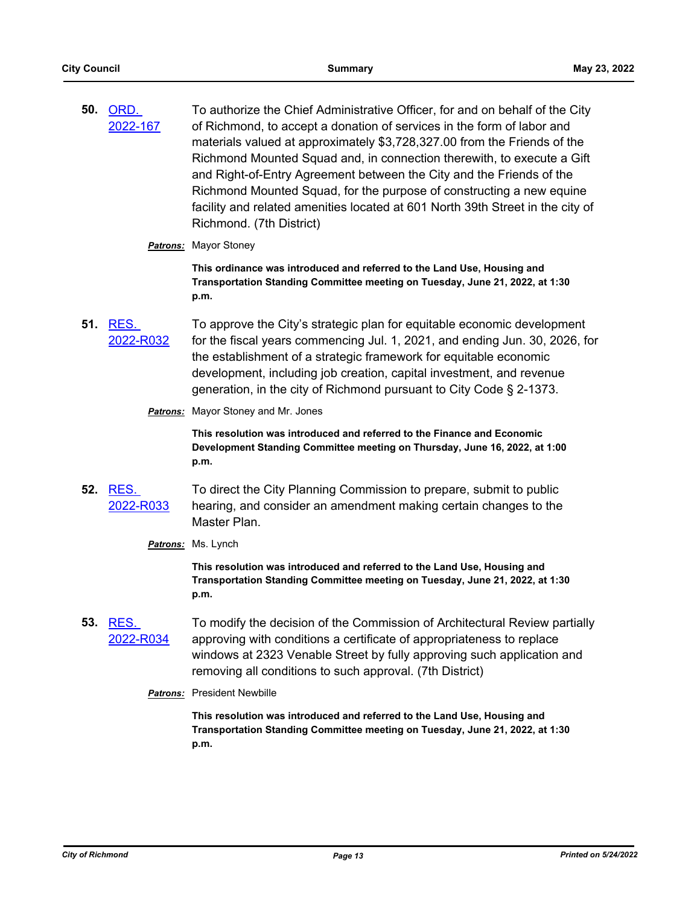**50.** [ORD. 2022-167] To authorize the Chief Administrative Officer, for and on behalf of the City of Richmond, to accept a donation of services in the form of labor and materials valued at approximately $3,728,327.00 from the Friends of the Richmond Mounted Squad and, in connection therewith, to execute a Gift and Right-of-Entry Agreement between the City and the Friends of the Richmond Mounted Squad, for the purpose of constructing a new equine facility and related amenities located at 601 North 39th Street in the city of Richmond. (7th District)

***Patrons:*** Mayor Stoney

**This ordinance was introduced and referred to the Land Use, Housing and Transportation Standing Committee meeting on Tuesday, June 21, 2022, at 1:30 p.m.**

**51.** [RES. 2022-R032] To approve the City's strategic plan for equitable economic development for the fiscal years commencing Jul. 1, 2021, and ending Jun. 30, 2026, for the establishment of a strategic framework for equitable economic development, including job creation, capital investment, and revenue generation, in the city of Richmond pursuant to City Code § 2-1373.

***Patrons:*** Mayor Stoney and Mr. Jones

**This resolution was introduced and referred to the Finance and Economic Development Standing Committee meeting on Thursday, June 16, 2022, at 1:00 p.m.**

**52.** [RES. 2022-R033] To direct the City Planning Commission to prepare, submit to public hearing, and consider an amendment making certain changes to the Master Plan.

***Patrons:*** Ms. Lynch

**This resolution was introduced and referred to the Land Use, Housing and Transportation Standing Committee meeting on Tuesday, June 21, 2022, at 1:30 p.m.**

**53.** [RES. 2022-R034] To modify the decision of the Commission of Architectural Review partially approving with conditions a certificate of appropriateness to replace windows at 2323 Venable Street by fully approving such application and removing all conditions to such approval. (7th District)

***Patrons:*** President Newbille

**This resolution was introduced and referred to the Land Use, Housing and Transportation Standing Committee meeting on Tuesday, June 21, 2022, at 1:30 p.m.**